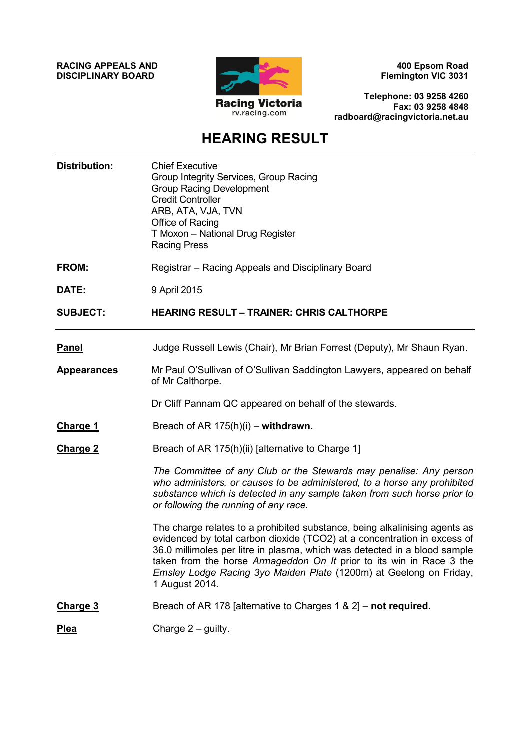**RACING APPEALS AND DISCIPLINARY BOARD**

Racing Victoria
rv.racing.com

**400 Epsom Road**
**Flemington VIC 3031**

**Telephone: 03 9258 4260**
**Fax: 03 9258 4848**
**radboard@racingvictoria.net.au**

# HEARING RESULT

**Distribution:**
Chief Executive
Group Integrity Services, Group Racing
Group Racing Development
Credit Controller
ARB, ATA, VJA, TVN
Office of Racing
T Moxon – National Drug Register
Racing Press

**FROM:** Registrar – Racing Appeals and Disciplinary Board

**DATE:** 9 April 2015

**SUBJECT:** **HEARING RESULT – TRAINER: CHRIS CALTHORPE**

---

**Panel**

Judge Russell Lewis (Chair), Mr Brian Forrest (Deputy), Mr Shaun Ryan.

**Appearances**

Mr Paul O'Sullivan of O'Sullivan Saddington Lawyers, appeared on behalf of Mr Calthorpe.

Dr Cliff Pannam QC appeared on behalf of the stewards.

**Charge 1**

Breach of AR 175(h)(i) – **withdrawn.**

**Charge 2**

Breach of AR 175(h)(ii) [alternative to Charge 1]

*The Committee of any Club or the Stewards may penalise: Any person who administers, or causes to be administered, to a horse any prohibited substance which is detected in any sample taken from such horse prior to or following the running of any race.*

The charge relates to a prohibited substance, being alkalinising agents as evidenced by total carbon dioxide (TCO2) at a concentration in excess of 36.0 millimoles per litre in plasma, which was detected in a blood sample taken from the horse *Armageddon On It* prior to its win in Race 3 the *Emsley Lodge Racing 3yo Maiden Plate* (1200m) at Geelong on Friday, 1 August 2014.

**Charge 3**

Breach of AR 178 [alternative to Charges 1 & 2] – **not required.**

**Plea**

Charge 2 – guilty.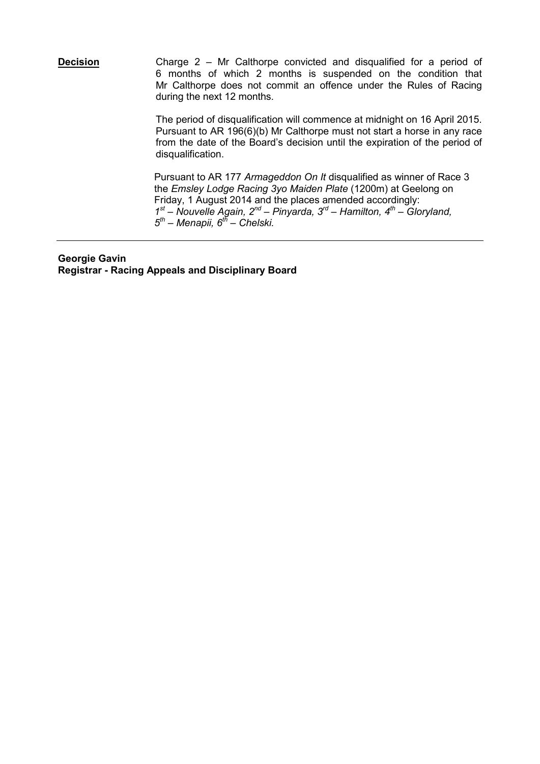**Decision** Charge 2 – Mr Calthorpe convicted and disqualified for a period of 6 months of which 2 months is suspended on the condition that Mr Calthorpe does not commit an offence under the Rules of Racing during the next 12 months.

The period of disqualification will commence at midnight on 16 April 2015. Pursuant to AR 196(6)(b) Mr Calthorpe must not start a horse in any race from the date of the Board's decision until the expiration of the period of disqualification.

Pursuant to AR 177 *Armageddon On It* disqualified as winner of Race 3 the *Emsley Lodge Racing 3yo Maiden Plate* (1200m) at Geelong on Friday, 1 August 2014 and the places amended accordingly:
*1st – Nouvelle Again, 2nd – Pinyarda, 3rd – Hamilton, 4th – Gloryland, 5th – Menapii, 6th – Chelski.*

---

**Georgie Gavin**
**Registrar - Racing Appeals and Disciplinary Board**